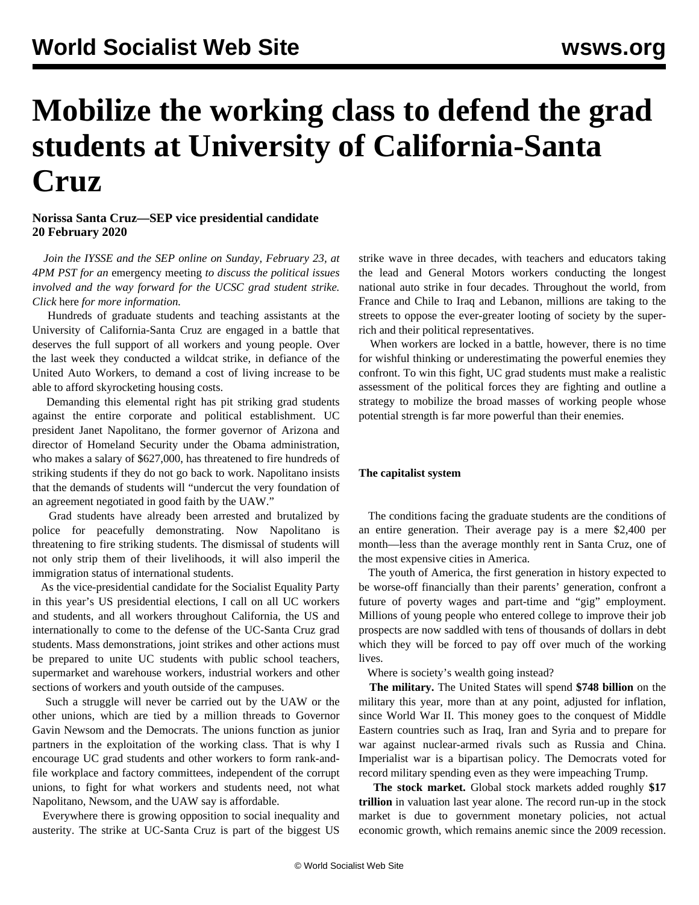# Mobilize the working class to defend the grad students at University of California-Santa Cruz

**Norissa Santa Cruz—SEP vice presidential candidate**
**20 February 2020**

*Join the IYSSE and the SEP online on Sunday, February 23, at 4PM PST for an* emergency meeting *to discuss the political issues involved and the way forward for the UCSC grad student strike. Click* here *for more information.*

Hundreds of graduate students and teaching assistants at the University of California-Santa Cruz are engaged in a battle that deserves the full support of all workers and young people. Over the last week they conducted a wildcat strike, in defiance of the United Auto Workers, to demand a cost of living increase to be able to afford skyrocketing housing costs.

Demanding this elemental right has pit striking grad students against the entire corporate and political establishment. UC president Janet Napolitano, the former governor of Arizona and director of Homeland Security under the Obama administration, who makes a salary of $627,000, has threatened to fire hundreds of striking students if they do not go back to work. Napolitano insists that the demands of students will "undercut the very foundation of an agreement negotiated in good faith by the UAW."

Grad students have already been arrested and brutalized by police for peacefully demonstrating. Now Napolitano is threatening to fire striking students. The dismissal of students will not only strip them of their livelihoods, it will also imperil the immigration status of international students.

As the vice-presidential candidate for the Socialist Equality Party in this year's US presidential elections, I call on all UC workers and students, and all workers throughout California, the US and internationally to come to the defense of the UC-Santa Cruz grad students. Mass demonstrations, joint strikes and other actions must be prepared to unite UC students with public school teachers, supermarket and warehouse workers, industrial workers and other sections of workers and youth outside of the campuses.

Such a struggle will never be carried out by the UAW or the other unions, which are tied by a million threads to Governor Gavin Newsom and the Democrats. The unions function as junior partners in the exploitation of the working class. That is why I encourage UC grad students and other workers to form rank-and-file workplace and factory committees, independent of the corrupt unions, to fight for what workers and students need, not what Napolitano, Newsom, and the UAW say is affordable.

Everywhere there is growing opposition to social inequality and austerity. The strike at UC-Santa Cruz is part of the biggest US strike wave in three decades, with teachers and educators taking the lead and General Motors workers conducting the longest national auto strike in four decades. Throughout the world, from France and Chile to Iraq and Lebanon, millions are taking to the streets to oppose the ever-greater looting of society by the super-rich and their political representatives.

When workers are locked in a battle, however, there is no time for wishful thinking or underestimating the powerful enemies they confront. To win this fight, UC grad students must make a realistic assessment of the political forces they are fighting and outline a strategy to mobilize the broad masses of working people whose potential strength is far more powerful than their enemies.

### The capitalist system

The conditions facing the graduate students are the conditions of an entire generation. Their average pay is a mere $2,400 per month—less than the average monthly rent in Santa Cruz, one of the most expensive cities in America.

The youth of America, the first generation in history expected to be worse-off financially than their parents' generation, confront a future of poverty wages and part-time and "gig" employment. Millions of young people who entered college to improve their job prospects are now saddled with tens of thousands of dollars in debt which they will be forced to pay off over much of the working lives.

Where is society's wealth going instead?

**The military.** The United States will spend **$748 billion** on the military this year, more than at any point, adjusted for inflation, since World War II. This money goes to the conquest of Middle Eastern countries such as Iraq, Iran and Syria and to prepare for war against nuclear-armed rivals such as Russia and China. Imperialist war is a bipartisan policy. The Democrats voted for record military spending even as they were impeaching Trump.

**The stock market.** Global stock markets added roughly **$17 trillion** in valuation last year alone. The record run-up in the stock market is due to government monetary policies, not actual economic growth, which remains anemic since the 2009 recession.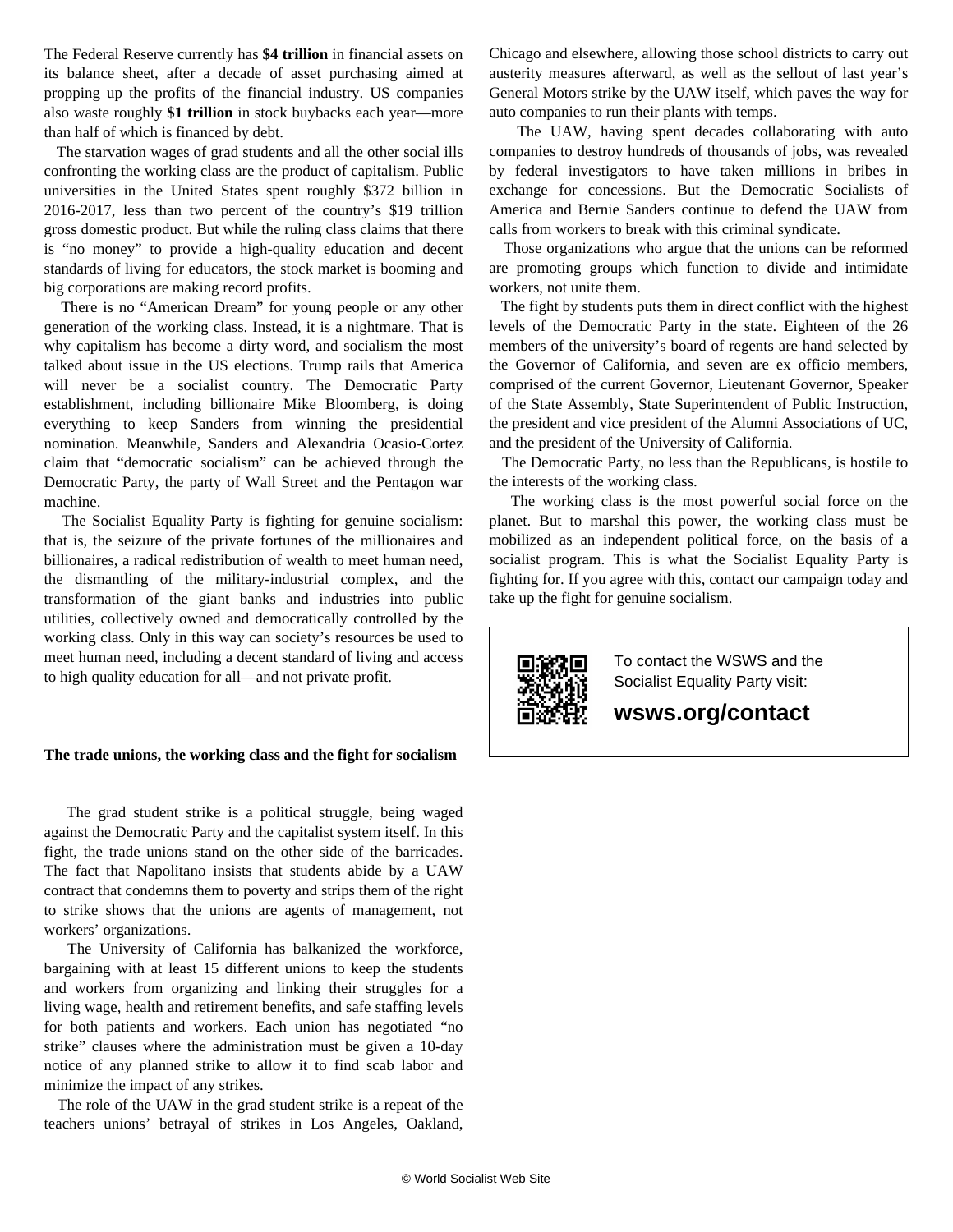The Federal Reserve currently has **$4 trillion** in financial assets on its balance sheet, after a decade of asset purchasing aimed at propping up the profits of the financial industry. US companies also waste roughly **$1 trillion** in stock buybacks each year—more than half of which is financed by debt.

The starvation wages of grad students and all the other social ills confronting the working class are the product of capitalism. Public universities in the United States spent roughly $372 billion in 2016-2017, less than two percent of the country's $19 trillion gross domestic product. But while the ruling class claims that there is "no money" to provide a high-quality education and decent standards of living for educators, the stock market is booming and big corporations are making record profits.

There is no "American Dream" for young people or any other generation of the working class. Instead, it is a nightmare. That is why capitalism has become a dirty word, and socialism the most talked about issue in the US elections. Trump rails that America will never be a socialist country. The Democratic Party establishment, including billionaire Mike Bloomberg, is doing everything to keep Sanders from winning the presidential nomination. Meanwhile, Sanders and Alexandria Ocasio-Cortez claim that "democratic socialism" can be achieved through the Democratic Party, the party of Wall Street and the Pentagon war machine.

The Socialist Equality Party is fighting for genuine socialism: that is, the seizure of the private fortunes of the millionaires and billionaires, a radical redistribution of wealth to meet human need, the dismantling of the military-industrial complex, and the transformation of the giant banks and industries into public utilities, collectively owned and democratically controlled by the working class. Only in this way can society's resources be used to meet human need, including a decent standard of living and access to high quality education for all—and not private profit.

**The trade unions, the working class and the fight for socialism**

The grad student strike is a political struggle, being waged against the Democratic Party and the capitalist system itself. In this fight, the trade unions stand on the other side of the barricades. The fact that Napolitano insists that students abide by a UAW contract that condemns them to poverty and strips them of the right to strike shows that the unions are agents of management, not workers' organizations.

The University of California has balkanized the workforce, bargaining with at least 15 different unions to keep the students and workers from organizing and linking their struggles for a living wage, health and retirement benefits, and safe staffing levels for both patients and workers. Each union has negotiated "no strike" clauses where the administration must be given a 10-day notice of any planned strike to allow it to find scab labor and minimize the impact of any strikes.

The role of the UAW in the grad student strike is a repeat of the teachers unions' betrayal of strikes in Los Angeles, Oakland, Chicago and elsewhere, allowing those school districts to carry out austerity measures afterward, as well as the sellout of last year's General Motors strike by the UAW itself, which paves the way for auto companies to run their plants with temps.

The UAW, having spent decades collaborating with auto companies to destroy hundreds of thousands of jobs, was revealed by federal investigators to have taken millions in bribes in exchange for concessions. But the Democratic Socialists of America and Bernie Sanders continue to defend the UAW from calls from workers to break with this criminal syndicate.

Those organizations who argue that the unions can be reformed are promoting groups which function to divide and intimidate workers, not unite them.

The fight by students puts them in direct conflict with the highest levels of the Democratic Party in the state. Eighteen of the 26 members of the university's board of regents are hand selected by the Governor of California, and seven are ex officio members, comprised of the current Governor, Lieutenant Governor, Speaker of the State Assembly, State Superintendent of Public Instruction, the president and vice president of the Alumni Associations of UC, and the president of the University of California.

The Democratic Party, no less than the Republicans, is hostile to the interests of the working class.

The working class is the most powerful social force on the planet. But to marshal this power, the working class must be mobilized as an independent political force, on the basis of a socialist program. This is what the Socialist Equality Party is fighting for. If you agree with this, contact our campaign today and take up the fight for genuine socialism.

To contact the WSWS and the Socialist Equality Party visit:

**wsws.org/contact**